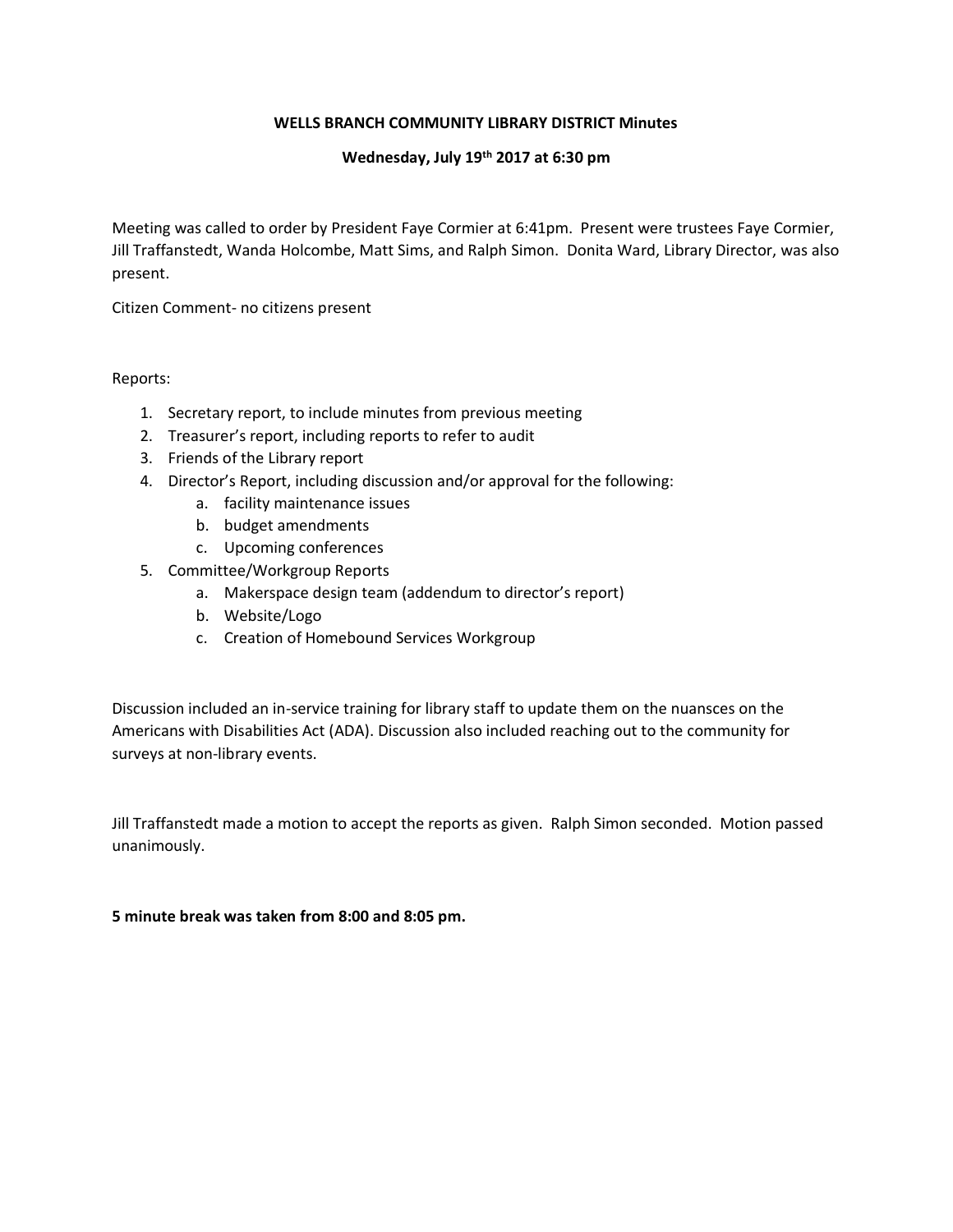**WELLS BRANCH COMMUNITY LIBRARY DISTRICT Minutes**

**Wednesday, July 19th 2017 at 6:30 pm**

Meeting was called to order by President Faye Cormier at 6:41pm. Present were trustees Faye Cormier, Jill Traffanstedt, Wanda Holcombe, Matt Sims, and Ralph Simon. Donita Ward, Library Director, was also present.

Citizen Comment- no citizens present

Reports:

1. Secretary report, to include minutes from previous meeting
2. Treasurer's report, including reports to refer to audit
3. Friends of the Library report
4. Director's Report, including discussion and/or approval for the following:
    a. facility maintenance issues
    b. budget amendments
    c. Upcoming conferences
5. Committee/Workgroup Reports
    a. Makerspace design team (addendum to director's report)
    b. Website/Logo
    c. Creation of Homebound Services Workgroup

Discussion included an in-service training for library staff to update them on the nuansces on the Americans with Disabilities Act (ADA). Discussion also included reaching out to the community for surveys at non-library events.

Jill Traffanstedt made a motion to accept the reports as given. Ralph Simon seconded. Motion passed unanimously.

**5 minute break was taken from 8:00 and 8:05 pm.**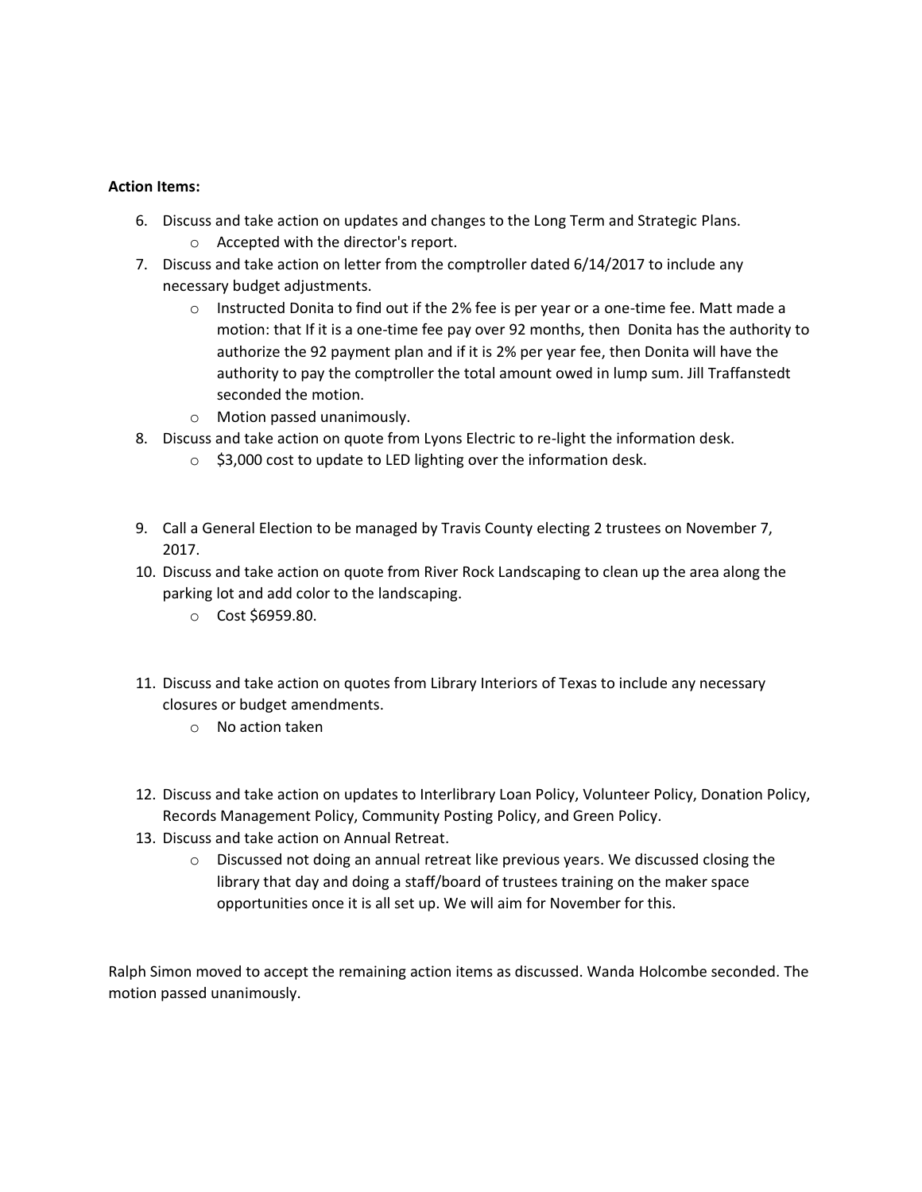**Action Items:**

6. Discuss and take action on updates and changes to the Long Term and Strategic Plans.
   - Accepted with the director's report.
7. Discuss and take action on letter from the comptroller dated 6/14/2017 to include any necessary budget adjustments.
   - Instructed Donita to find out if the 2% fee is per year or a one-time fee. Matt made a motion: that If it is a one-time fee pay over 92 months, then Donita has the authority to authorize the 92 payment plan and if it is 2% per year fee, then Donita will have the authority to pay the comptroller the total amount owed in lump sum. Jill Traffanstedt seconded the motion.
   - Motion passed unanimously.
8. Discuss and take action on quote from Lyons Electric to re-light the information desk.
   - $3,000 cost to update to LED lighting over the information desk.
9. Call a General Election to be managed by Travis County electing 2 trustees on November 7, 2017.
10. Discuss and take action on quote from River Rock Landscaping to clean up the area along the parking lot and add color to the landscaping.
    - Cost $6959.80.
11. Discuss and take action on quotes from Library Interiors of Texas to include any necessary closures or budget amendments.
    - No action taken
12. Discuss and take action on updates to Interlibrary Loan Policy, Volunteer Policy, Donation Policy, Records Management Policy, Community Posting Policy, and Green Policy.
13. Discuss and take action on Annual Retreat.
    - Discussed not doing an annual retreat like previous years. We discussed closing the library that day and doing a staff/board of trustees training on the maker space opportunities once it is all set up. We will aim for November for this.

Ralph Simon moved to accept the remaining action items as discussed. Wanda Holcombe seconded. The motion passed unanimously.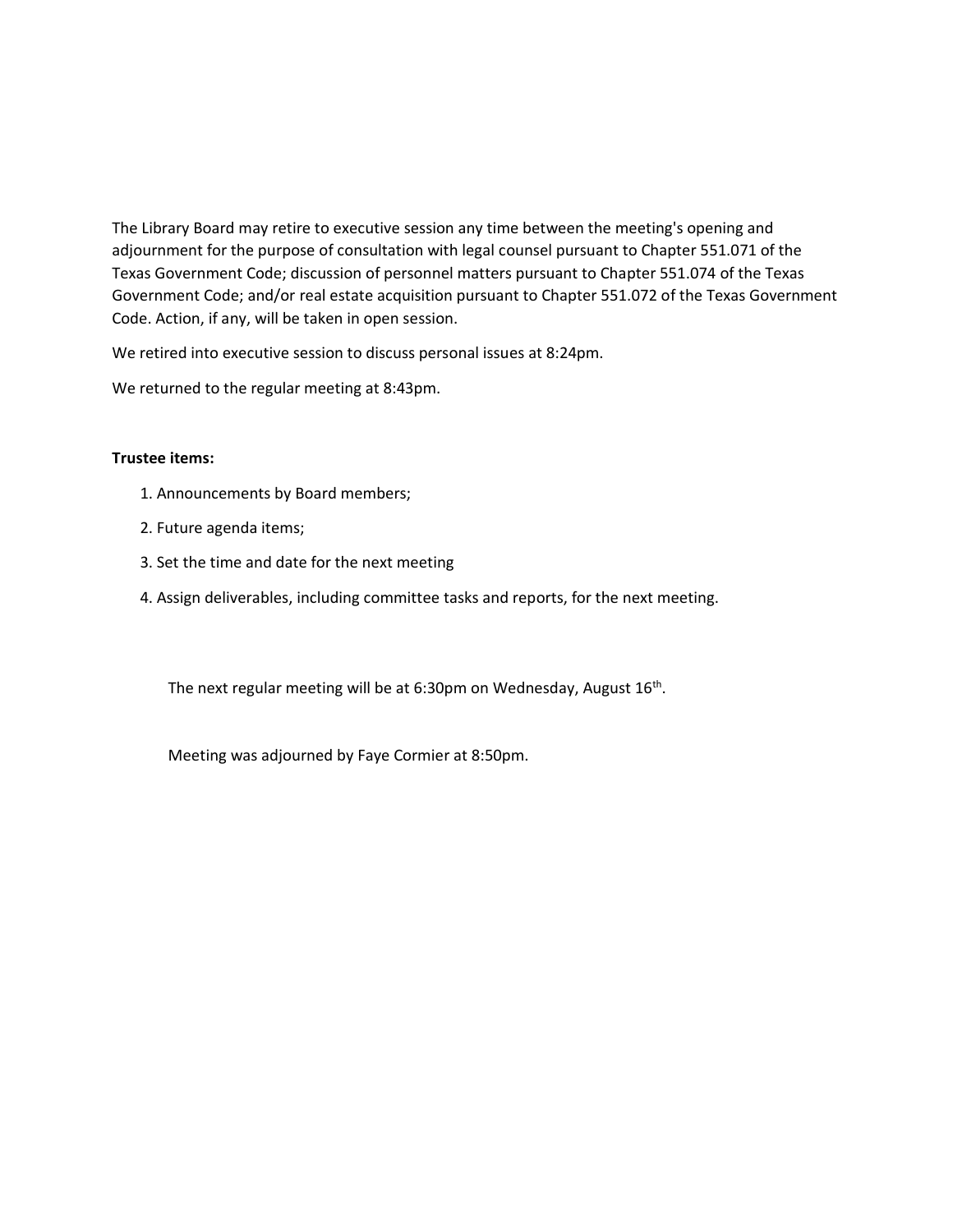The Library Board may retire to executive session any time between the meeting's opening and adjournment for the purpose of consultation with legal counsel pursuant to Chapter 551.071 of the Texas Government Code; discussion of personnel matters pursuant to Chapter 551.074 of the Texas Government Code; and/or real estate acquisition pursuant to Chapter 551.072 of the Texas Government Code. Action, if any, will be taken in open session.

We retired into executive session to discuss personal issues at 8:24pm.

We returned to the regular meeting at 8:43pm.

**Trustee items:**

1. Announcements by Board members;
2. Future agenda items;
3. Set the time and date for the next meeting
4. Assign deliverables, including committee tasks and reports, for the next meeting.

The next regular meeting will be at 6:30pm on Wednesday, August 16th.

Meeting was adjourned by Faye Cormier at 8:50pm.